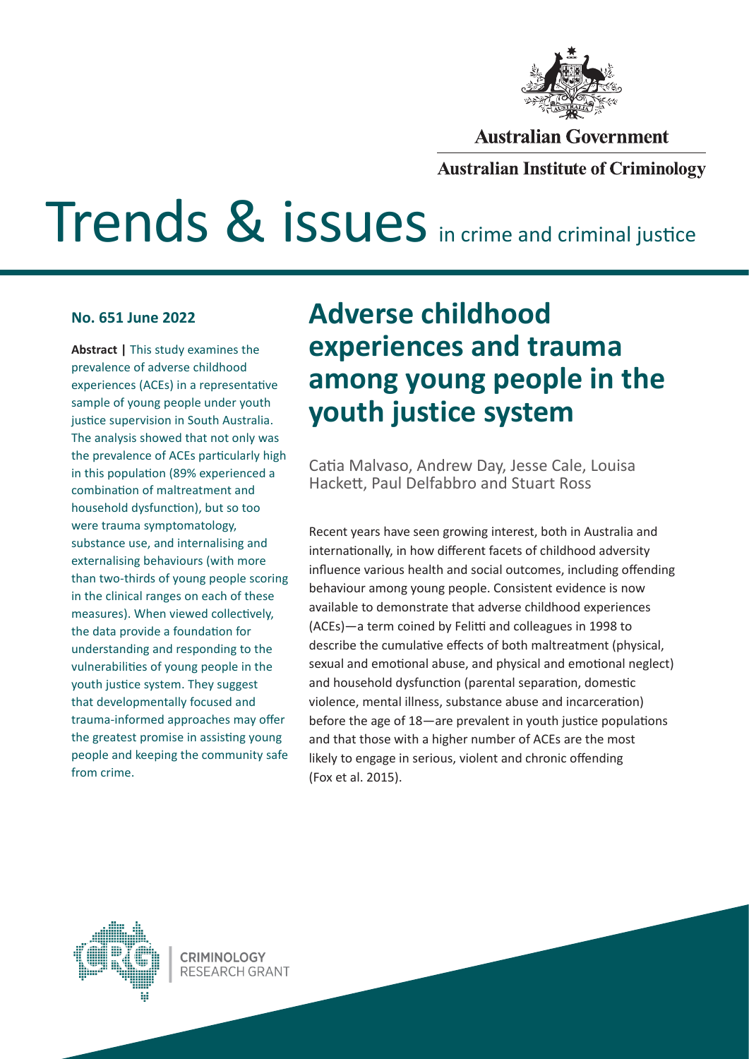Australian Government

Australian Institute of Criminology

# Trends & issues in crime and criminal justice

**No. 651 June 2022**

**Abstract |** This study examines the prevalence of adverse childhood experiences (ACEs) in a representative sample of young people under youth justice supervision in South Australia. The analysis showed that not only was the prevalence of ACEs particularly high in this population (89% experienced a combination of maltreatment and household dysfunction), but so too were trauma symptomatology, substance use, and internalising and externalising behaviours (with more than two-thirds of young people scoring in the clinical ranges on each of these measures). When viewed collectively, the data provide a foundation for understanding and responding to the vulnerabilities of young people in the youth justice system. They suggest that developmentally focused and trauma-informed approaches may offer the greatest promise in assisting young people and keeping the community safe from crime.

## Adverse childhood experiences and trauma among young people in the youth justice system

Catia Malvaso, Andrew Day, Jesse Cale, Louisa Hackett, Paul Delfabbro and Stuart Ross

Recent years have seen growing interest, both in Australia and internationally, in how different facets of childhood adversity influence various health and social outcomes, including offending behaviour among young people. Consistent evidence is now available to demonstrate that adverse childhood experiences (ACEs)—a term coined by Felitti and colleagues in 1998 to describe the cumulative effects of both maltreatment (physical, sexual and emotional abuse, and physical and emotional neglect) and household dysfunction (parental separation, domestic violence, mental illness, substance abuse and incarceration) before the age of 18—are prevalent in youth justice populations and that those with a higher number of ACEs are the most likely to engage in serious, violent and chronic offending (Fox et al. 2015).

CRIMINOLOGY RESEARCH GRANT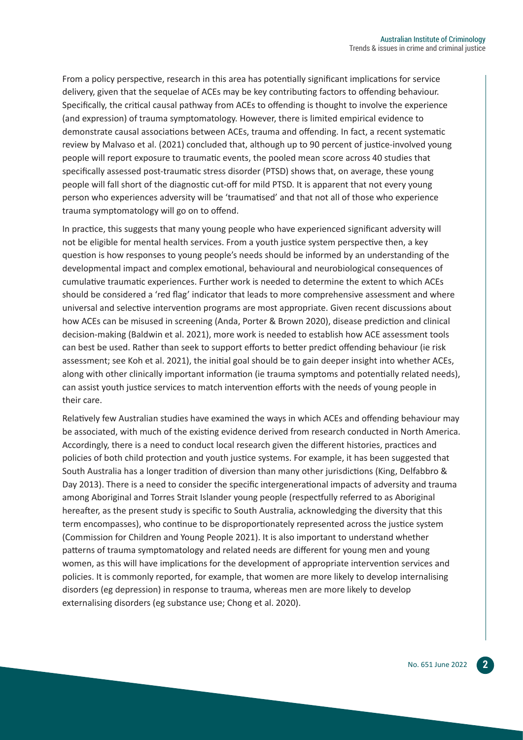From a policy perspective, research in this area has potentially significant implications for service delivery, given that the sequelae of ACEs may be key contributing factors to offending behaviour. Specifically, the critical causal pathway from ACEs to offending is thought to involve the experience (and expression) of trauma symptomatology. However, there is limited empirical evidence to demonstrate causal associations between ACEs, trauma and offending. In fact, a recent systematic review by Malvaso et al. (2021) concluded that, although up to 90 percent of justice-involved young people will report exposure to traumatic events, the pooled mean score across 40 studies that specifically assessed post-traumatic stress disorder (PTSD) shows that, on average, these young people will fall short of the diagnostic cut-off for mild PTSD. It is apparent that not every young person who experiences adversity will be 'traumatised' and that not all of those who experience trauma symptomatology will go on to offend.

In practice, this suggests that many young people who have experienced significant adversity will not be eligible for mental health services. From a youth justice system perspective then, a key question is how responses to young people's needs should be informed by an understanding of the developmental impact and complex emotional, behavioural and neurobiological consequences of cumulative traumatic experiences. Further work is needed to determine the extent to which ACEs should be considered a 'red flag' indicator that leads to more comprehensive assessment and where universal and selective intervention programs are most appropriate. Given recent discussions about how ACEs can be misused in screening (Anda, Porter & Brown 2020), disease prediction and clinical decision-making (Baldwin et al. 2021), more work is needed to establish how ACE assessment tools can best be used. Rather than seek to support efforts to better predict offending behaviour (ie risk assessment; see Koh et al. 2021), the initial goal should be to gain deeper insight into whether ACEs, along with other clinically important information (ie trauma symptoms and potentially related needs), can assist youth justice services to match intervention efforts with the needs of young people in their care.

Relatively few Australian studies have examined the ways in which ACEs and offending behaviour may be associated, with much of the existing evidence derived from research conducted in North America. Accordingly, there is a need to conduct local research given the different histories, practices and policies of both child protection and youth justice systems. For example, it has been suggested that South Australia has a longer tradition of diversion than many other jurisdictions (King, Delfabbro & Day 2013). There is a need to consider the specific intergenerational impacts of adversity and trauma among Aboriginal and Torres Strait Islander young people (respectfully referred to as Aboriginal hereafter, as the present study is specific to South Australia, acknowledging the diversity that this term encompasses), who continue to be disproportionately represented across the justice system (Commission for Children and Young People 2021). It is also important to understand whether patterns of trauma symptomatology and related needs are different for young men and young women, as this will have implications for the development of appropriate intervention services and policies. It is commonly reported, for example, that women are more likely to develop internalising disorders (eg depression) in response to trauma, whereas men are more likely to develop externalising disorders (eg substance use; Chong et al. 2020).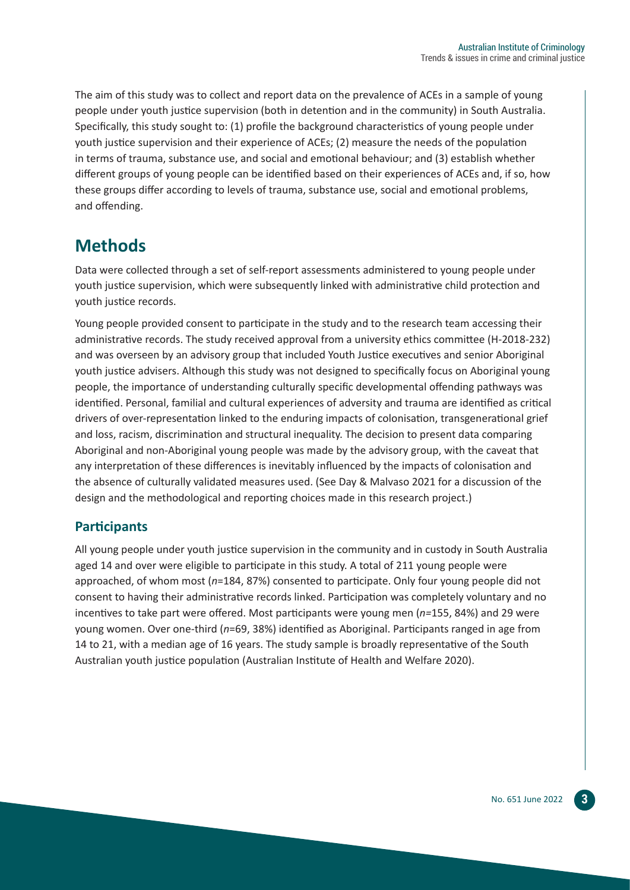The aim of this study was to collect and report data on the prevalence of ACEs in a sample of young people under youth justice supervision (both in detention and in the community) in South Australia. Specifically, this study sought to: (1) profile the background characteristics of young people under youth justice supervision and their experience of ACEs; (2) measure the needs of the population in terms of trauma, substance use, and social and emotional behaviour; and (3) establish whether different groups of young people can be identified based on their experiences of ACEs and, if so, how these groups differ according to levels of trauma, substance use, social and emotional problems, and offending.

## Methods

Data were collected through a set of self-report assessments administered to young people under youth justice supervision, which were subsequently linked with administrative child protection and youth justice records.

Young people provided consent to participate in the study and to the research team accessing their administrative records. The study received approval from a university ethics committee (H-2018-232) and was overseen by an advisory group that included Youth Justice executives and senior Aboriginal youth justice advisers. Although this study was not designed to specifically focus on Aboriginal young people, the importance of understanding culturally specific developmental offending pathways was identified. Personal, familial and cultural experiences of adversity and trauma are identified as critical drivers of over-representation linked to the enduring impacts of colonisation, transgenerational grief and loss, racism, discrimination and structural inequality. The decision to present data comparing Aboriginal and non-Aboriginal young people was made by the advisory group, with the caveat that any interpretation of these differences is inevitably influenced by the impacts of colonisation and the absence of culturally validated measures used. (See Day & Malvaso 2021 for a discussion of the design and the methodological and reporting choices made in this research project.)

### Participants

All young people under youth justice supervision in the community and in custody in South Australia aged 14 and over were eligible to participate in this study. A total of 211 young people were approached, of whom most (*n*=184, 87%) consented to participate. Only four young people did not consent to having their administrative records linked. Participation was completely voluntary and no incentives to take part were offered. Most participants were young men (*n*=155, 84%) and 29 were young women. Over one-third (*n*=69, 38%) identified as Aboriginal. Participants ranged in age from 14 to 21, with a median age of 16 years. The study sample is broadly representative of the South Australian youth justice population (Australian Institute of Health and Welfare 2020).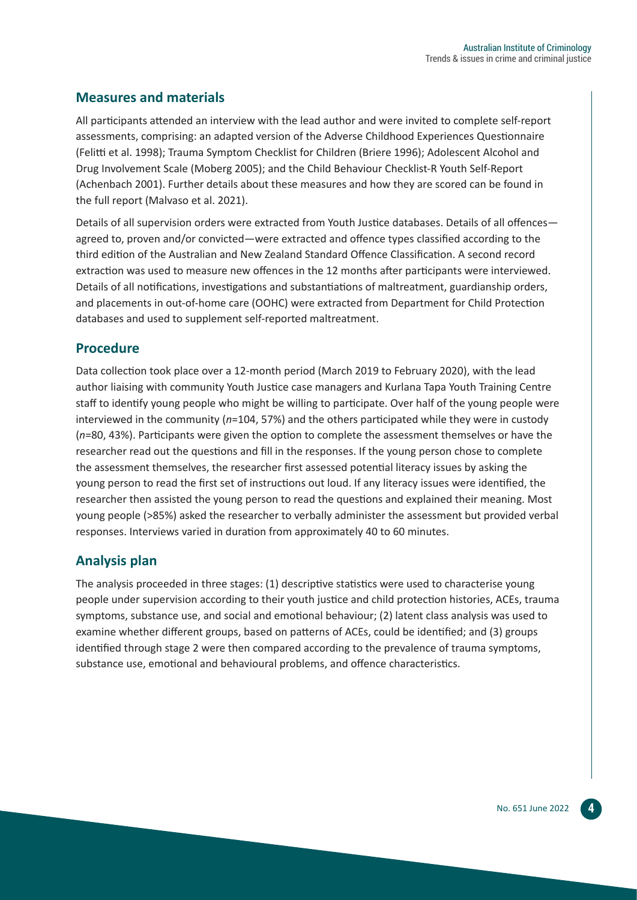## Measures and materials

All participants attended an interview with the lead author and were invited to complete self-report assessments, comprising: an adapted version of the Adverse Childhood Experiences Questionnaire (Felitti et al. 1998); Trauma Symptom Checklist for Children (Briere 1996); Adolescent Alcohol and Drug Involvement Scale (Moberg 2005); and the Child Behaviour Checklist-R Youth Self-Report (Achenbach 2001). Further details about these measures and how they are scored can be found in the full report (Malvaso et al. 2021).

Details of all supervision orders were extracted from Youth Justice databases. Details of all offences—agreed to, proven and/or convicted—were extracted and offence types classified according to the third edition of the Australian and New Zealand Standard Offence Classification. A second record extraction was used to measure new offences in the 12 months after participants were interviewed. Details of all notifications, investigations and substantiations of maltreatment, guardianship orders, and placements in out-of-home care (OOHC) were extracted from Department for Child Protection databases and used to supplement self-reported maltreatment.

## Procedure

Data collection took place over a 12-month period (March 2019 to February 2020), with the lead author liaising with community Youth Justice case managers and Kurlana Tapa Youth Training Centre staff to identify young people who might be willing to participate. Over half of the young people were interviewed in the community (*n*=104, 57%) and the others participated while they were in custody (*n*=80, 43%). Participants were given the option to complete the assessment themselves or have the researcher read out the questions and fill in the responses. If the young person chose to complete the assessment themselves, the researcher first assessed potential literacy issues by asking the young person to read the first set of instructions out loud. If any literacy issues were identified, the researcher then assisted the young person to read the questions and explained their meaning. Most young people (>85%) asked the researcher to verbally administer the assessment but provided verbal responses. Interviews varied in duration from approximately 40 to 60 minutes.

## Analysis plan

The analysis proceeded in three stages: (1) descriptive statistics were used to characterise young people under supervision according to their youth justice and child protection histories, ACEs, trauma symptoms, substance use, and social and emotional behaviour; (2) latent class analysis was used to examine whether different groups, based on patterns of ACEs, could be identified; and (3) groups identified through stage 2 were then compared according to the prevalence of trauma symptoms, substance use, emotional and behavioural problems, and offence characteristics.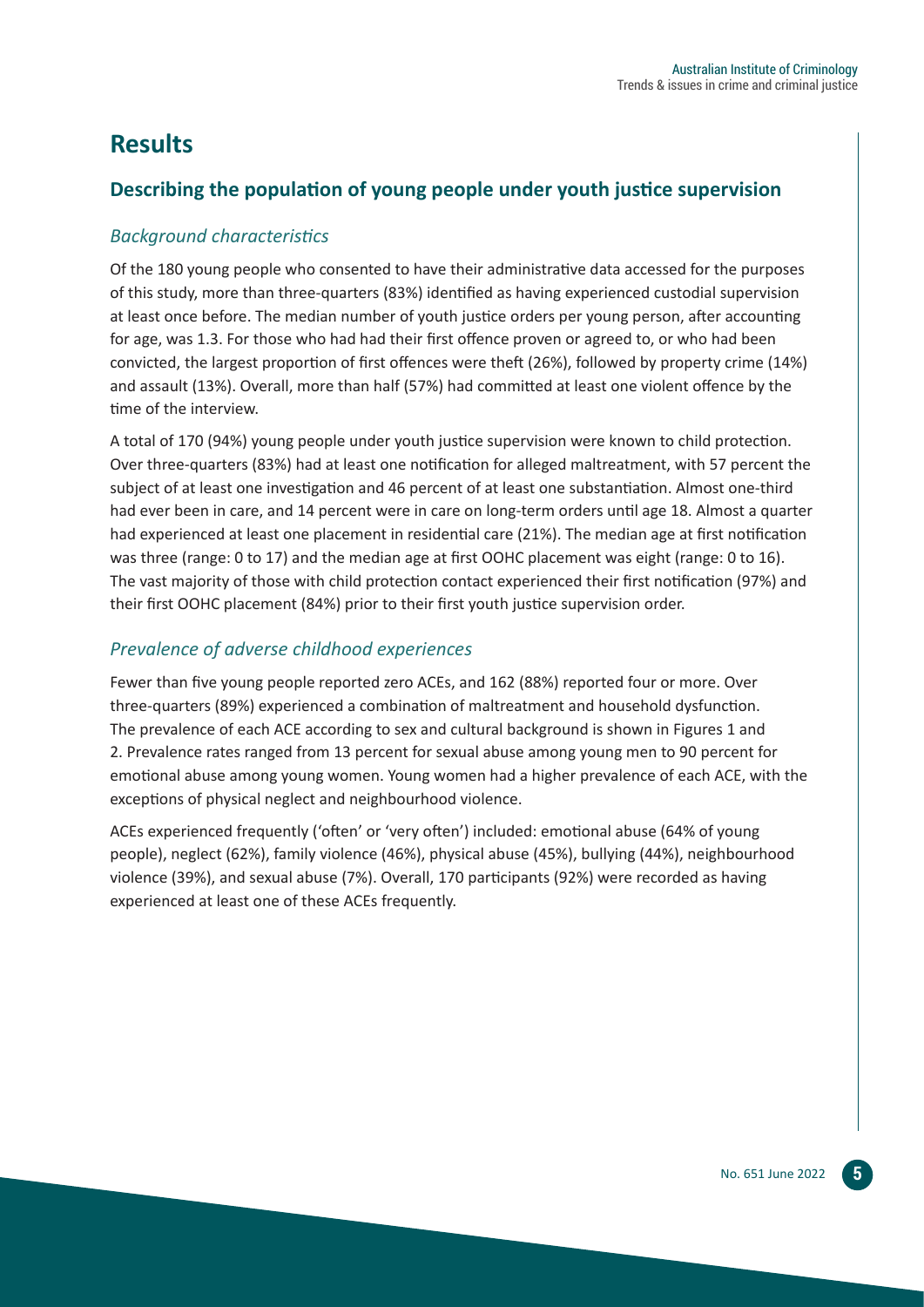# Results

## Describing the population of young people under youth justice supervision

### *Background characteristics*

Of the 180 young people who consented to have their administrative data accessed for the purposes of this study, more than three-quarters (83%) identified as having experienced custodial supervision at least once before. The median number of youth justice orders per young person, after accounting for age, was 1.3. For those who had had their first offence proven or agreed to, or who had been convicted, the largest proportion of first offences were theft (26%), followed by property crime (14%) and assault (13%). Overall, more than half (57%) had committed at least one violent offence by the time of the interview.

A total of 170 (94%) young people under youth justice supervision were known to child protection. Over three-quarters (83%) had at least one notification for alleged maltreatment, with 57 percent the subject of at least one investigation and 46 percent of at least one substantiation. Almost one-third had ever been in care, and 14 percent were in care on long-term orders until age 18. Almost a quarter had experienced at least one placement in residential care (21%). The median age at first notification was three (range: 0 to 17) and the median age at first OOHC placement was eight (range: 0 to 16). The vast majority of those with child protection contact experienced their first notification (97%) and their first OOHC placement (84%) prior to their first youth justice supervision order.

### *Prevalence of adverse childhood experiences*

Fewer than five young people reported zero ACEs, and 162 (88%) reported four or more. Over three-quarters (89%) experienced a combination of maltreatment and household dysfunction. The prevalence of each ACE according to sex and cultural background is shown in Figures 1 and 2. Prevalence rates ranged from 13 percent for sexual abuse among young men to 90 percent for emotional abuse among young women. Young women had a higher prevalence of each ACE, with the exceptions of physical neglect and neighbourhood violence.

ACEs experienced frequently ('often' or 'very often') included: emotional abuse (64% of young people), neglect (62%), family violence (46%), physical abuse (45%), bullying (44%), neighbourhood violence (39%), and sexual abuse (7%). Overall, 170 participants (92%) were recorded as having experienced at least one of these ACEs frequently.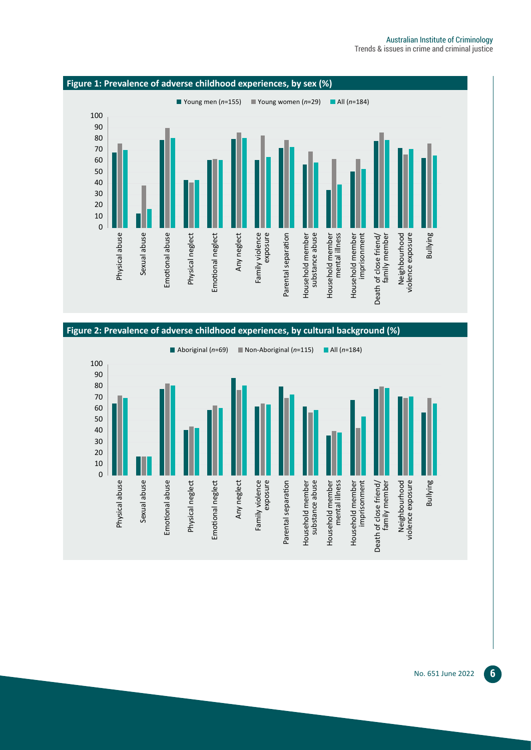**Figure 1: Prevalence of adverse childhood experiences, by sex (%)**

Young men (*n*=155) Young women (*n*=29) All (*n*=184)

100
90
80
70
60
50
40
30
20
10
0

Physical abuse
Sexual abuse
Emotional abuse
Physical neglect
Emotional neglect
Any neglect
Family violence exposure
Parental separation
Household member substance abuse
Household member mental illness
Household member imprisonment
Death of close friend/ family member
Neighbourhood violence exposure
Bullying

**Figure 2: Prevalence of adverse childhood experiences, by cultural background (%)**

Aboriginal (*n*=69) Non-Aboriginal (*n*=115) All (*n*=184)

100
90
80
70
60
50
40
30
20
10
0

Physical abuse
Sexual abuse
Emotional abuse
Physical neglect
Emotional neglect
Any neglect
Family violence exposure
Parental separation
Household member substance abuse
Household member mental illness
Household member imprisonment
Death of close friend/ family member
Neighbourhood violence exposure
Bullying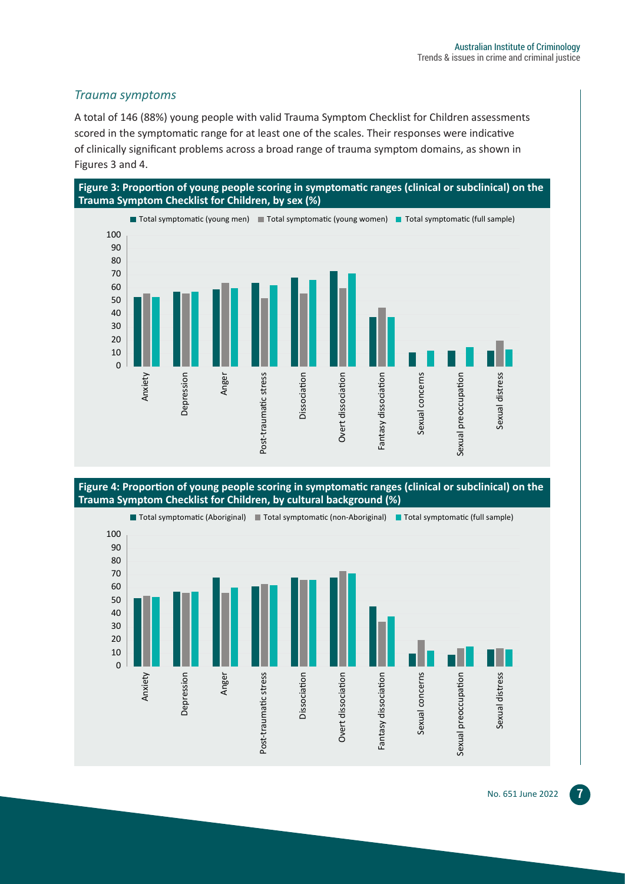### *Trauma symptoms*

A total of 146 (88%) young people with valid Trauma Symptom Checklist for Children assessments scored in the symptomatic range for at least one of the scales. Their responses were indicative of clinically significant problems across a broad range of trauma symptom domains, as shown in Figures 3 and 4.

**Figure 3: Proportion of young people scoring in symptomatic ranges (clinical or subclinical) on the Trauma Symptom Checklist for Children, by sex (%)**

Total symptomatic (young men)
Total symptomatic (young women)
Total symptomatic (full sample)

100
90
80
70
60
50
40
30
20
10
0

Anxiety
Depression
Anger
Post-traumatic stress
Dissociation
Overt dissociation
Fantasy dissociation
Sexual concerns
Sexual preoccupation
Sexual distress

**Figure 4: Proportion of young people scoring in symptomatic ranges (clinical or subclinical) on the Trauma Symptom Checklist for Children, by cultural background (%)**

Total symptomatic (Aboriginal)
Total symptomatic (non-Aboriginal)
Total symptomatic (full sample)

100
90
80
70
60
50
40
30
20
10
0

Anxiety
Depression
Anger
Post-traumatic stress
Dissociation
Overt dissociation
Fantasy dissociation
Sexual concerns
Sexual preoccupation
Sexual distress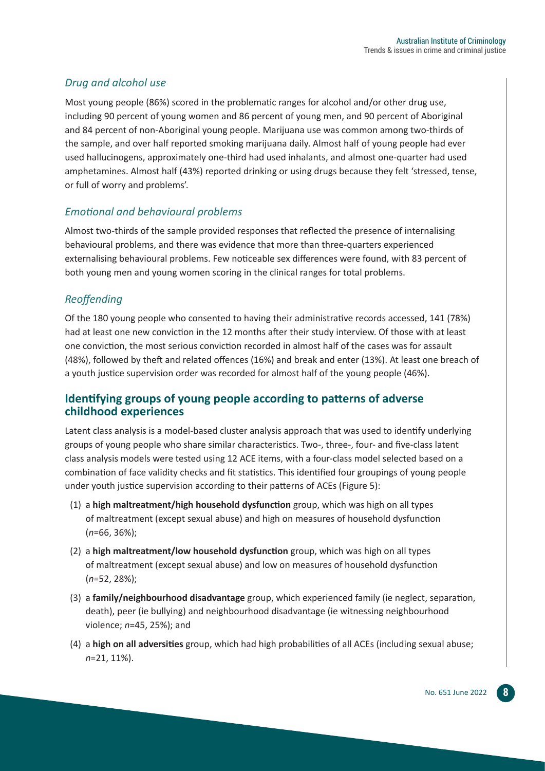### *Drug and alcohol use*

Most young people (86%) scored in the problematic ranges for alcohol and/or other drug use, including 90 percent of young women and 86 percent of young men, and 90 percent of Aboriginal and 84 percent of non-Aboriginal young people. Marijuana use was common among two-thirds of the sample, and over half reported smoking marijuana daily. Almost half of young people had ever used hallucinogens, approximately one-third had used inhalants, and almost one-quarter had used amphetamines. Almost half (43%) reported drinking or using drugs because they felt 'stressed, tense, or full of worry and problems'.

### *Emotional and behavioural problems*

Almost two-thirds of the sample provided responses that reflected the presence of internalising behavioural problems, and there was evidence that more than three-quarters experienced externalising behavioural problems. Few noticeable sex differences were found, with 83 percent of both young men and young women scoring in the clinical ranges for total problems.

### *Reoffending*

Of the 180 young people who consented to having their administrative records accessed, 141 (78%) had at least one new conviction in the 12 months after their study interview. Of those with at least one conviction, the most serious conviction recorded in almost half of the cases was for assault (48%), followed by theft and related offences (16%) and break and enter (13%). At least one breach of a youth justice supervision order was recorded for almost half of the young people (46%).

## Identifying groups of young people according to patterns of adverse childhood experiences

Latent class analysis is a model-based cluster analysis approach that was used to identify underlying groups of young people who share similar characteristics. Two-, three-, four- and five-class latent class analysis models were tested using 12 ACE items, with a four-class model selected based on a combination of face validity checks and fit statistics. This identified four groupings of young people under youth justice supervision according to their patterns of ACEs (Figure 5):

1. a **high maltreatment/high household dysfunction** group, which was high on all types of maltreatment (except sexual abuse) and high on measures of household dysfunction (*n*=66, 36%);
2. a **high maltreatment/low household dysfunction** group, which was high on all types of maltreatment (except sexual abuse) and low on measures of household dysfunction (*n*=52, 28%);
3. a **family/neighbourhood disadvantage** group, which experienced family (ie neglect, separation, death), peer (ie bullying) and neighbourhood disadvantage (ie witnessing neighbourhood violence; *n*=45, 25%); and
4. a **high on all adversities** group, which had high probabilities of all ACEs (including sexual abuse; *n*=21, 11%).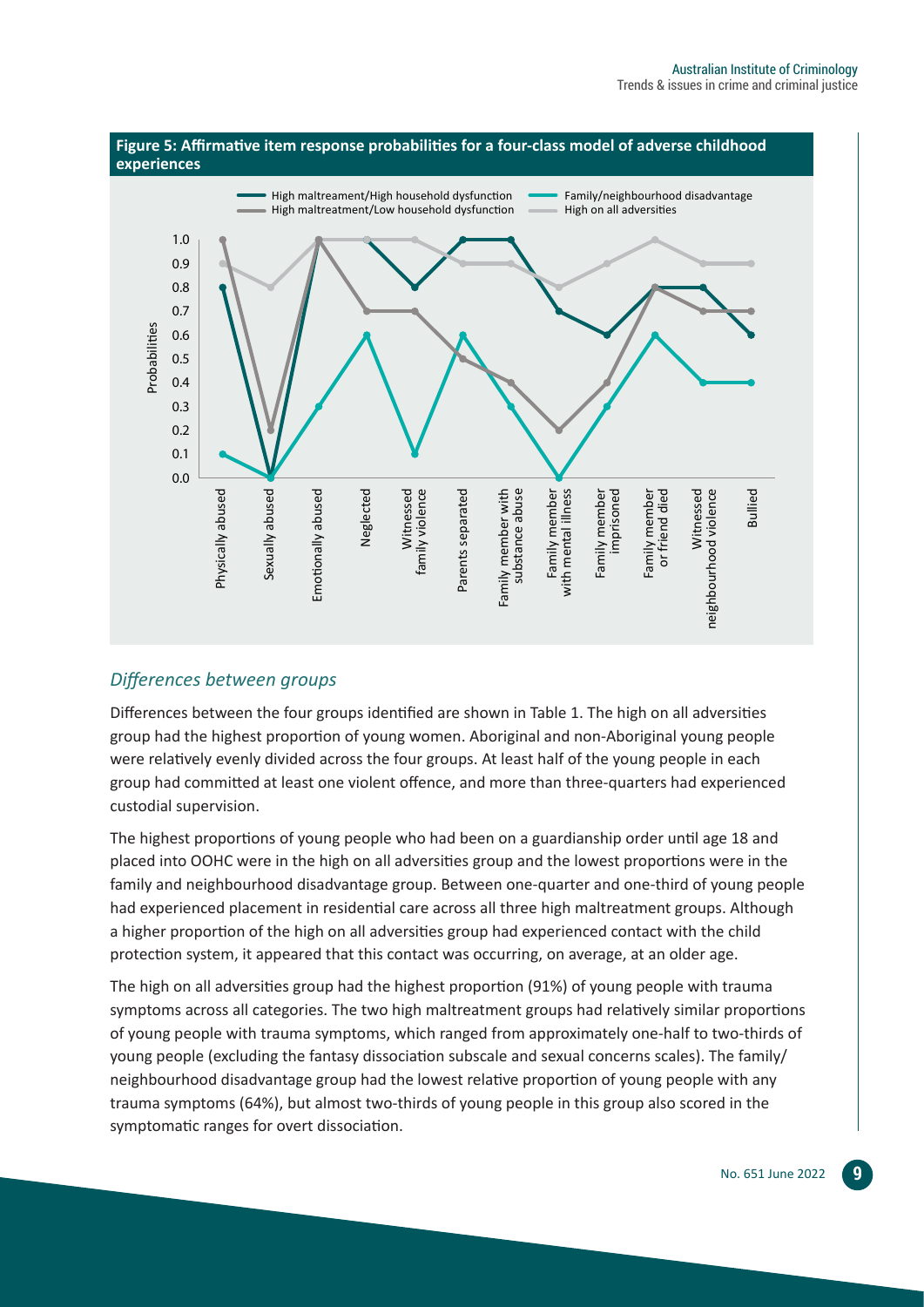**Figure 5: Affirmative item response probabilities for a four-class model of adverse childhood experiences**

High maltreament/High household dysfunction
High maltreatment/Low household dysfunction
Family/neighbourhood disadvantage
High on all adversities

Probabilities

1.0
0.9
0.8
0.7
0.6
0.5
0.4
0.3
0.2
0.1
0.0

Physically abused
Sexually abused
Emotionally abused
Neglected
Witnessed family violence
Parents separated
Family member with substance abuse
Family member with mental illness
Family member imprisoned
Family member or friend died
Witnessed neighbourhood violence
Bullied

### *Differences between groups*

Differences between the four groups identified are shown in Table 1. The high on all adversities group had the highest proportion of young women. Aboriginal and non-Aboriginal young people were relatively evenly divided across the four groups. At least half of the young people in each group had committed at least one violent offence, and more than three-quarters had experienced custodial supervision.

The highest proportions of young people who had been on a guardianship order until age 18 and placed into OOHC were in the high on all adversities group and the lowest proportions were in the family and neighbourhood disadvantage group. Between one-quarter and one-third of young people had experienced placement in residential care across all three high maltreatment groups. Although a higher proportion of the high on all adversities group had experienced contact with the child protection system, it appeared that this contact was occurring, on average, at an older age.

The high on all adversities group had the highest proportion (91%) of young people with trauma symptoms across all categories. The two high maltreatment groups had relatively similar proportions of young people with trauma symptoms, which ranged from approximately one-half to two-thirds of young people (excluding the fantasy dissociation subscale and sexual concerns scales). The family/neighbourhood disadvantage group had the lowest relative proportion of young people with any trauma symptoms (64%), but almost two-thirds of young people in this group also scored in the symptomatic ranges for overt dissociation.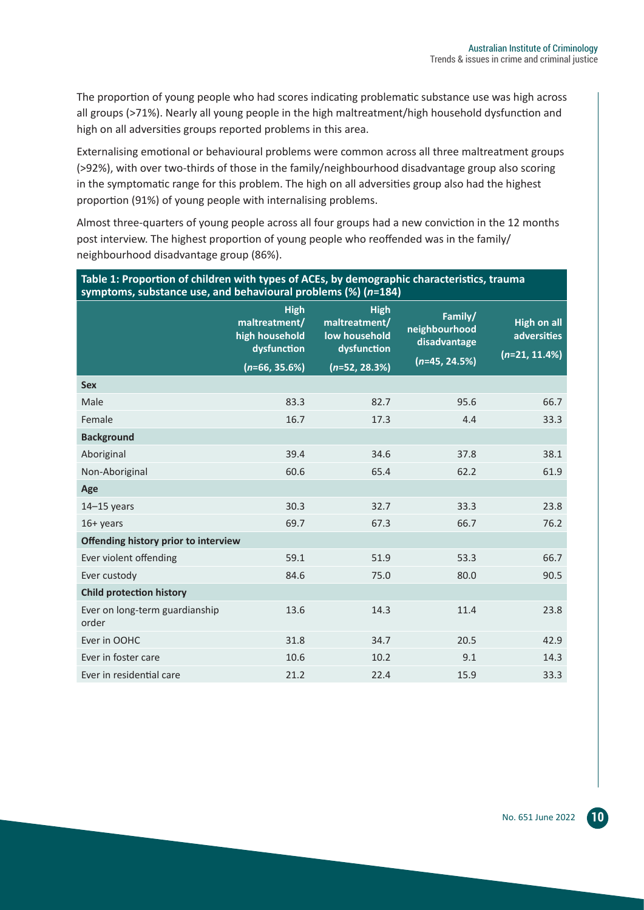The proportion of young people who had scores indicating problematic substance use was high across all groups (>71%). Nearly all young people in the high maltreatment/high household dysfunction and high on all adversities groups reported problems in this area.

Externalising emotional or behavioural problems were common across all three maltreatment groups (>92%), with over two-thirds of those in the family/neighbourhood disadvantage group also scoring in the symptomatic range for this problem. The high on all adversities group also had the highest proportion (91%) of young people with internalising problems.

Almost three-quarters of young people across all four groups had a new conviction in the 12 months post interview. The highest proportion of young people who reoffended was in the family/neighbourhood disadvantage group (86%).

**Table 1: Proportion of children with types of ACEs, by demographic characteristics, trauma symptoms, substance use, and behavioural problems (%) (*n*=184)**

| | High maltreatment/ high household dysfunction (*n*=66, 35.6%) | High maltreatment/ low household dysfunction (*n*=52, 28.3%) | Family/ neighbourhood disadvantage (*n*=45, 24.5%) | High on all adversities (*n*=21, 11.4%) |
|---|---|---|---|---|
| **Sex** | | | | |
| Male | 83.3 | 82.7 | 95.6 | 66.7 |
| Female | 16.7 | 17.3 | 4.4 | 33.3 |
| **Background** | | | | |
| Aboriginal | 39.4 | 34.6 | 37.8 | 38.1 |
| Non-Aboriginal | 60.6 | 65.4 | 62.2 | 61.9 |
| **Age** | | | | |
| 14–15 years | 30.3 | 32.7 | 33.3 | 23.8 |
| 16+ years | 69.7 | 67.3 | 66.7 | 76.2 |
| **Offending history prior to interview** | | | | |
| Ever violent offending | 59.1 | 51.9 | 53.3 | 66.7 |
| Ever custody | 84.6 | 75.0 | 80.0 | 90.5 |
| **Child protection history** | | | | |
| Ever on long-term guardianship order | 13.6 | 14.3 | 11.4 | 23.8 |
| Ever in OOHC | 31.8 | 34.7 | 20.5 | 42.9 |
| Ever in foster care | 10.6 | 10.2 | 9.1 | 14.3 |
| Ever in residential care | 21.2 | 22.4 | 15.9 | 33.3 |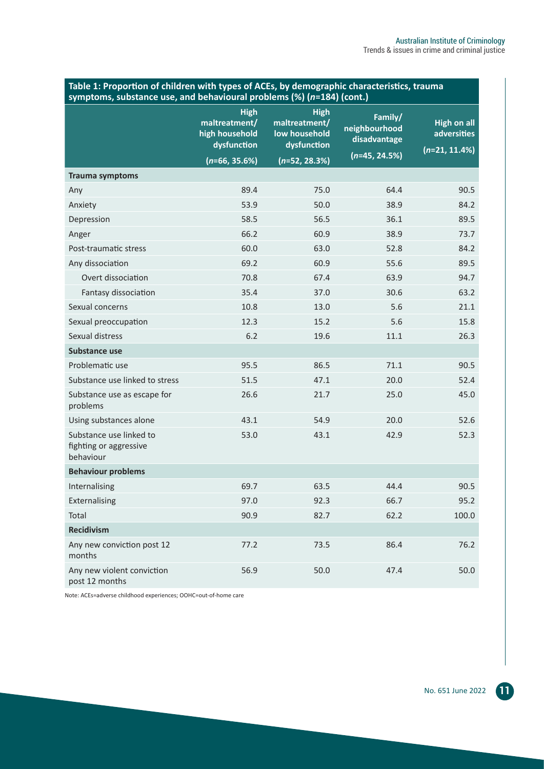**Table 1: Proportion of children with types of ACEs, by demographic characteristics, trauma symptoms, substance use, and behavioural problems (%) ($n$=184) (cont.)**

| | High maltreatment/ high household dysfunction ($n$=66, 35.6%) | High maltreatment/ low household dysfunction ($n$=52, 28.3%) | Family/ neighbourhood disadvantage ($n$=45, 24.5%) | High on all adversities ($n$=21, 11.4%) |
|---|---|---|---|---|
| **Trauma symptoms** | | | | |
| Any | 89.4 | 75.0 | 64.4 | 90.5 |
| Anxiety | 53.9 | 50.0 | 38.9 | 84.2 |
| Depression | 58.5 | 56.5 | 36.1 | 89.5 |
| Anger | 66.2 | 60.9 | 38.9 | 73.7 |
| Post-traumatic stress | 60.0 | 63.0 | 52.8 | 84.2 |
| Any dissociation | 69.2 | 60.9 | 55.6 | 89.5 |
| Overt dissociation | 70.8 | 67.4 | 63.9 | 94.7 |
| Fantasy dissociation | 35.4 | 37.0 | 30.6 | 63.2 |
| Sexual concerns | 10.8 | 13.0 | 5.6 | 21.1 |
| Sexual preoccupation | 12.3 | 15.2 | 5.6 | 15.8 |
| Sexual distress | 6.2 | 19.6 | 11.1 | 26.3 |
| **Substance use** | | | | |
| Problematic use | 95.5 | 86.5 | 71.1 | 90.5 |
| Substance use linked to stress | 51.5 | 47.1 | 20.0 | 52.4 |
| Substance use as escape for problems | 26.6 | 21.7 | 25.0 | 45.0 |
| Using substances alone | 43.1 | 54.9 | 20.0 | 52.6 |
| Substance use linked to fighting or aggressive behaviour | 53.0 | 43.1 | 42.9 | 52.3 |
| **Behaviour problems** | | | | |
| Internalising | 69.7 | 63.5 | 44.4 | 90.5 |
| Externalising | 97.0 | 92.3 | 66.7 | 95.2 |
| Total | 90.9 | 82.7 | 62.2 | 100.0 |
| **Recidivism** | | | | |
| Any new conviction post 12 months | 77.2 | 73.5 | 86.4 | 76.2 |
| Any new violent conviction post 12 months | 56.9 | 50.0 | 47.4 | 50.0 |

Note: ACEs=adverse childhood experiences; OOHC=out-of-home care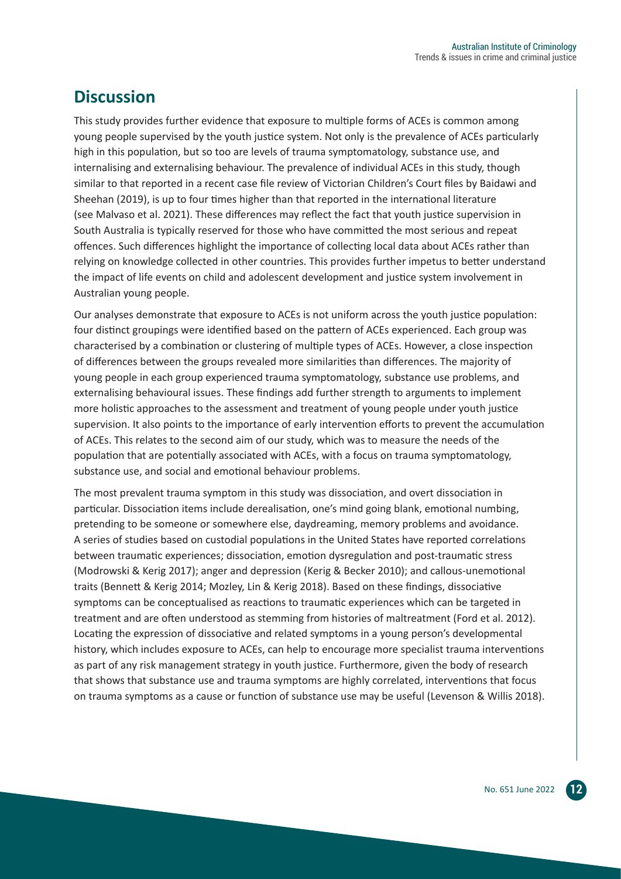## Discussion

This study provides further evidence that exposure to multiple forms of ACEs is common among young people supervised by the youth justice system. Not only is the prevalence of ACEs particularly high in this population, but so too are levels of trauma symptomatology, substance use, and internalising and externalising behaviour. The prevalence of individual ACEs in this study, though similar to that reported in a recent case file review of Victorian Children's Court files by Baidawi and Sheehan (2019), is up to four times higher than that reported in the international literature (see Malvaso et al. 2021). These differences may reflect the fact that youth justice supervision in South Australia is typically reserved for those who have committed the most serious and repeat offences. Such differences highlight the importance of collecting local data about ACEs rather than relying on knowledge collected in other countries. This provides further impetus to better understand the impact of life events on child and adolescent development and justice system involvement in Australian young people.

Our analyses demonstrate that exposure to ACEs is not uniform across the youth justice population: four distinct groupings were identified based on the pattern of ACEs experienced. Each group was characterised by a combination or clustering of multiple types of ACEs. However, a close inspection of differences between the groups revealed more similarities than differences. The majority of young people in each group experienced trauma symptomatology, substance use problems, and externalising behavioural issues. These findings add further strength to arguments to implement more holistic approaches to the assessment and treatment of young people under youth justice supervision. It also points to the importance of early intervention efforts to prevent the accumulation of ACEs. This relates to the second aim of our study, which was to measure the needs of the population that are potentially associated with ACEs, with a focus on trauma symptomatology, substance use, and social and emotional behaviour problems.

The most prevalent trauma symptom in this study was dissociation, and overt dissociation in particular. Dissociation items include derealisation, one's mind going blank, emotional numbing, pretending to be someone or somewhere else, daydreaming, memory problems and avoidance. A series of studies based on custodial populations in the United States have reported correlations between traumatic experiences; dissociation, emotion dysregulation and post-traumatic stress (Modrowski & Kerig 2017); anger and depression (Kerig & Becker 2010); and callous-unemotional traits (Bennett & Kerig 2014; Mozley, Lin & Kerig 2018). Based on these findings, dissociative symptoms can be conceptualised as reactions to traumatic experiences which can be targeted in treatment and are often understood as stemming from histories of maltreatment (Ford et al. 2012). Locating the expression of dissociative and related symptoms in a young person's developmental history, which includes exposure to ACEs, can help to encourage more specialist trauma interventions as part of any risk management strategy in youth justice. Furthermore, given the body of research that shows that substance use and trauma symptoms are highly correlated, interventions that focus on trauma symptoms as a cause or function of substance use may be useful (Levenson & Willis 2018).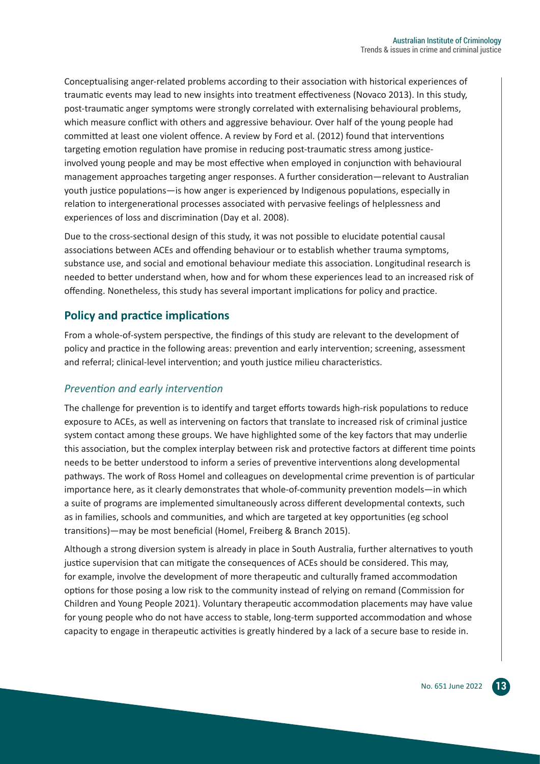Conceptualising anger-related problems according to their association with historical experiences of traumatic events may lead to new insights into treatment effectiveness (Novaco 2013). In this study, post-traumatic anger symptoms were strongly correlated with externalising behavioural problems, which measure conflict with others and aggressive behaviour. Over half of the young people had committed at least one violent offence. A review by Ford et al. (2012) found that interventions targeting emotion regulation have promise in reducing post-traumatic stress among justice-involved young people and may be most effective when employed in conjunction with behavioural management approaches targeting anger responses. A further consideration—relevant to Australian youth justice populations—is how anger is experienced by Indigenous populations, especially in relation to intergenerational processes associated with pervasive feelings of helplessness and experiences of loss and discrimination (Day et al. 2008).

Due to the cross-sectional design of this study, it was not possible to elucidate potential causal associations between ACEs and offending behaviour or to establish whether trauma symptoms, substance use, and social and emotional behaviour mediate this association. Longitudinal research is needed to better understand when, how and for whom these experiences lead to an increased risk of offending. Nonetheless, this study has several important implications for policy and practice.

## Policy and practice implications

From a whole-of-system perspective, the findings of this study are relevant to the development of policy and practice in the following areas: prevention and early intervention; screening, assessment and referral; clinical-level intervention; and youth justice milieu characteristics.

### *Prevention and early intervention*

The challenge for prevention is to identify and target efforts towards high-risk populations to reduce exposure to ACEs, as well as intervening on factors that translate to increased risk of criminal justice system contact among these groups. We have highlighted some of the key factors that may underlie this association, but the complex interplay between risk and protective factors at different time points needs to be better understood to inform a series of preventive interventions along developmental pathways. The work of Ross Homel and colleagues on developmental crime prevention is of particular importance here, as it clearly demonstrates that whole-of-community prevention models—in which a suite of programs are implemented simultaneously across different developmental contexts, such as in families, schools and communities, and which are targeted at key opportunities (eg school transitions)—may be most beneficial (Homel, Freiberg & Branch 2015).

Although a strong diversion system is already in place in South Australia, further alternatives to youth justice supervision that can mitigate the consequences of ACEs should be considered. This may, for example, involve the development of more therapeutic and culturally framed accommodation options for those posing a low risk to the community instead of relying on remand (Commission for Children and Young People 2021). Voluntary therapeutic accommodation placements may have value for young people who do not have access to stable, long-term supported accommodation and whose capacity to engage in therapeutic activities is greatly hindered by a lack of a secure base to reside in.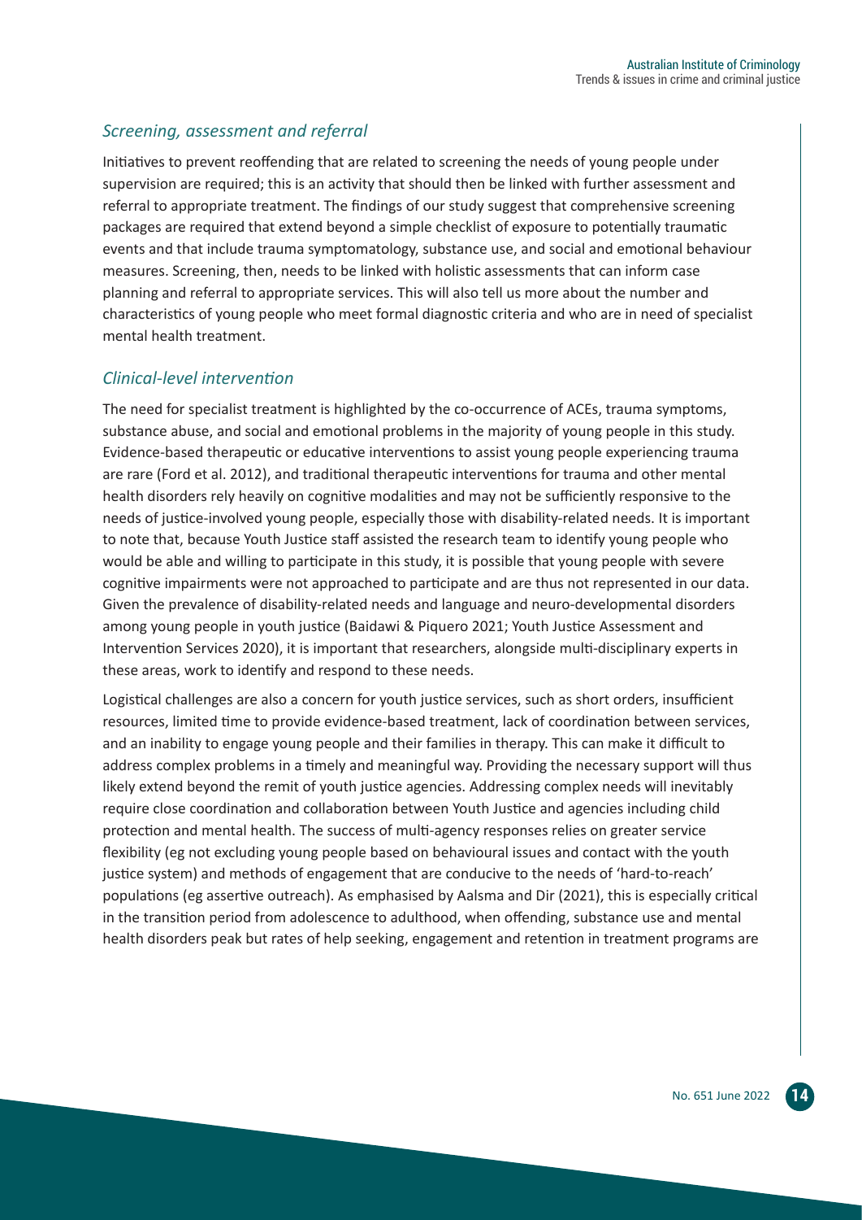### *Screening, assessment and referral*

Initiatives to prevent reoffending that are related to screening the needs of young people under supervision are required; this is an activity that should then be linked with further assessment and referral to appropriate treatment. The findings of our study suggest that comprehensive screening packages are required that extend beyond a simple checklist of exposure to potentially traumatic events and that include trauma symptomatology, substance use, and social and emotional behaviour measures. Screening, then, needs to be linked with holistic assessments that can inform case planning and referral to appropriate services. This will also tell us more about the number and characteristics of young people who meet formal diagnostic criteria and who are in need of specialist mental health treatment.

### *Clinical-level intervention*

The need for specialist treatment is highlighted by the co-occurrence of ACEs, trauma symptoms, substance abuse, and social and emotional problems in the majority of young people in this study. Evidence-based therapeutic or educative interventions to assist young people experiencing trauma are rare (Ford et al. 2012), and traditional therapeutic interventions for trauma and other mental health disorders rely heavily on cognitive modalities and may not be sufficiently responsive to the needs of justice-involved young people, especially those with disability-related needs. It is important to note that, because Youth Justice staff assisted the research team to identify young people who would be able and willing to participate in this study, it is possible that young people with severe cognitive impairments were not approached to participate and are thus not represented in our data. Given the prevalence of disability-related needs and language and neuro-developmental disorders among young people in youth justice (Baidawi & Piquero 2021; Youth Justice Assessment and Intervention Services 2020), it is important that researchers, alongside multi-disciplinary experts in these areas, work to identify and respond to these needs.

Logistical challenges are also a concern for youth justice services, such as short orders, insufficient resources, limited time to provide evidence-based treatment, lack of coordination between services, and an inability to engage young people and their families in therapy. This can make it difficult to address complex problems in a timely and meaningful way. Providing the necessary support will thus likely extend beyond the remit of youth justice agencies. Addressing complex needs will inevitably require close coordination and collaboration between Youth Justice and agencies including child protection and mental health. The success of multi-agency responses relies on greater service flexibility (eg not excluding young people based on behavioural issues and contact with the youth justice system) and methods of engagement that are conducive to the needs of 'hard-to-reach' populations (eg assertive outreach). As emphasised by Aalsma and Dir (2021), this is especially critical in the transition period from adolescence to adulthood, when offending, substance use and mental health disorders peak but rates of help seeking, engagement and retention in treatment programs are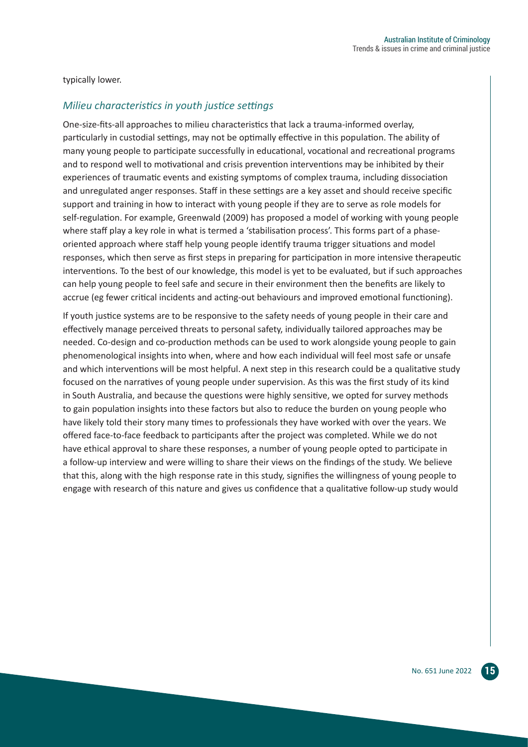typically lower.

### *Milieu characteristics in youth justice settings*

One-size-fits-all approaches to milieu characteristics that lack a trauma-informed overlay, particularly in custodial settings, may not be optimally effective in this population. The ability of many young people to participate successfully in educational, vocational and recreational programs and to respond well to motivational and crisis prevention interventions may be inhibited by their experiences of traumatic events and existing symptoms of complex trauma, including dissociation and unregulated anger responses. Staff in these settings are a key asset and should receive specific support and training in how to interact with young people if they are to serve as role models for self-regulation. For example, Greenwald (2009) has proposed a model of working with young people where staff play a key role in what is termed a 'stabilisation process'. This forms part of a phase-oriented approach where staff help young people identify trauma trigger situations and model responses, which then serve as first steps in preparing for participation in more intensive therapeutic interventions. To the best of our knowledge, this model is yet to be evaluated, but if such approaches can help young people to feel safe and secure in their environment then the benefits are likely to accrue (eg fewer critical incidents and acting-out behaviours and improved emotional functioning).

If youth justice systems are to be responsive to the safety needs of young people in their care and effectively manage perceived threats to personal safety, individually tailored approaches may be needed. Co-design and co-production methods can be used to work alongside young people to gain phenomenological insights into when, where and how each individual will feel most safe or unsafe and which interventions will be most helpful. A next step in this research could be a qualitative study focused on the narratives of young people under supervision. As this was the first study of its kind in South Australia, and because the questions were highly sensitive, we opted for survey methods to gain population insights into these factors but also to reduce the burden on young people who have likely told their story many times to professionals they have worked with over the years. We offered face-to-face feedback to participants after the project was completed. While we do not have ethical approval to share these responses, a number of young people opted to participate in a follow-up interview and were willing to share their views on the findings of the study. We believe that this, along with the high response rate in this study, signifies the willingness of young people to engage with research of this nature and gives us confidence that a qualitative follow-up study would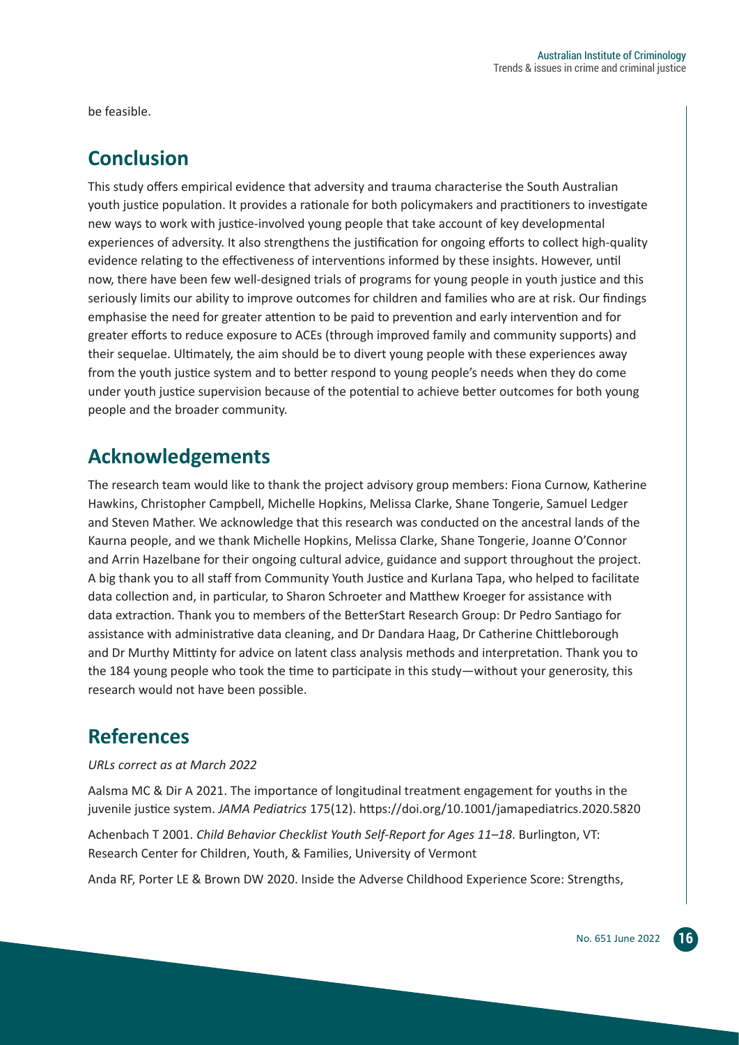be feasible.

## Conclusion

This study offers empirical evidence that adversity and trauma characterise the South Australian youth justice population. It provides a rationale for both policymakers and practitioners to investigate new ways to work with justice-involved young people that take account of key developmental experiences of adversity. It also strengthens the justification for ongoing efforts to collect high-quality evidence relating to the effectiveness of interventions informed by these insights. However, until now, there have been few well-designed trials of programs for young people in youth justice and this seriously limits our ability to improve outcomes for children and families who are at risk. Our findings emphasise the need for greater attention to be paid to prevention and early intervention and for greater efforts to reduce exposure to ACEs (through improved family and community supports) and their sequelae. Ultimately, the aim should be to divert young people with these experiences away from the youth justice system and to better respond to young people's needs when they do come under youth justice supervision because of the potential to achieve better outcomes for both young people and the broader community.

## Acknowledgements

The research team would like to thank the project advisory group members: Fiona Curnow, Katherine Hawkins, Christopher Campbell, Michelle Hopkins, Melissa Clarke, Shane Tongerie, Samuel Ledger and Steven Mather. We acknowledge that this research was conducted on the ancestral lands of the Kaurna people, and we thank Michelle Hopkins, Melissa Clarke, Shane Tongerie, Joanne O'Connor and Arrin Hazelbane for their ongoing cultural advice, guidance and support throughout the project. A big thank you to all staff from Community Youth Justice and Kurlana Tapa, who helped to facilitate data collection and, in particular, to Sharon Schroeter and Matthew Kroeger for assistance with data extraction. Thank you to members of the BetterStart Research Group: Dr Pedro Santiago for assistance with administrative data cleaning, and Dr Dandara Haag, Dr Catherine Chittleborough and Dr Murthy Mittinty for advice on latent class analysis methods and interpretation. Thank you to the 184 young people who took the time to participate in this study—without your generosity, this research would not have been possible.

## References

*URLs correct as at March 2022*

Aalsma MC & Dir A 2021. The importance of longitudinal treatment engagement for youths in the juvenile justice system. *JAMA Pediatrics* 175(12). https://doi.org/10.1001/jamapediatrics.2020.5820

Achenbach T 2001. *Child Behavior Checklist Youth Self-Report for Ages 11–18*. Burlington, VT: Research Center for Children, Youth, & Families, University of Vermont

Anda RF, Porter LE & Brown DW 2020. Inside the Adverse Childhood Experience Score: Strengths,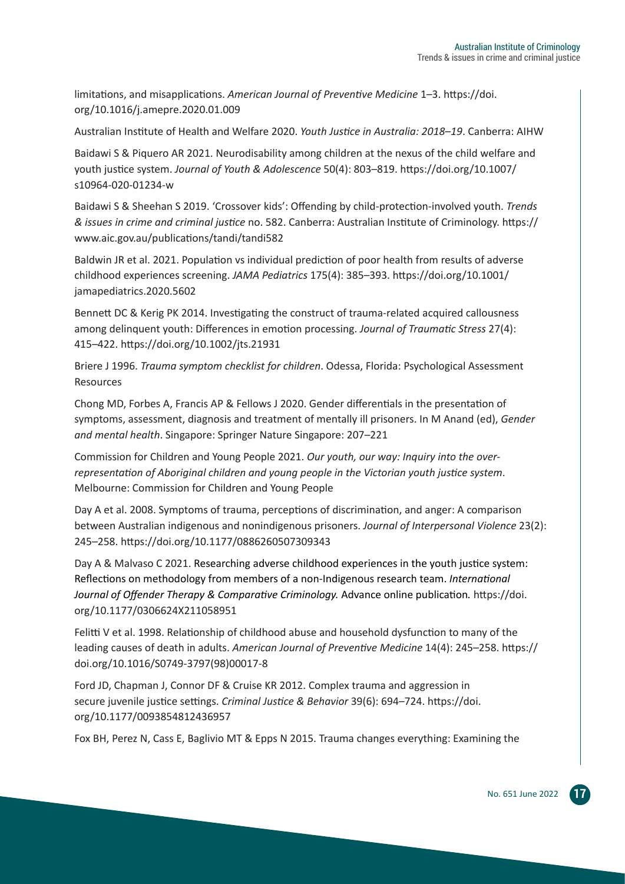limitations, and misapplications. *American Journal of Preventive Medicine* 1–3. https://doi.org/10.1016/j.amepre.2020.01.009

Australian Institute of Health and Welfare 2020. *Youth Justice in Australia: 2018–19*. Canberra: AIHW

Baidawi S & Piquero AR 2021. Neurodisability among children at the nexus of the child welfare and youth justice system. *Journal of Youth & Adolescence* 50(4): 803–819. https://doi.org/10.1007/s10964-020-01234-w

Baidawi S & Sheehan S 2019. 'Crossover kids': Offending by child-protection-involved youth. *Trends & issues in crime and criminal justice* no. 582. Canberra: Australian Institute of Criminology. https://www.aic.gov.au/publications/tandi/tandi582

Baldwin JR et al. 2021. Population vs individual prediction of poor health from results of adverse childhood experiences screening. *JAMA Pediatrics* 175(4): 385–393. https://doi.org/10.1001/jamapediatrics.2020.5602

Bennett DC & Kerig PK 2014. Investigating the construct of trauma-related acquired callousness among delinquent youth: Differences in emotion processing. *Journal of Traumatic Stress* 27(4): 415–422. https://doi.org/10.1002/jts.21931

Briere J 1996. *Trauma symptom checklist for children*. Odessa, Florida: Psychological Assessment Resources

Chong MD, Forbes A, Francis AP & Fellows J 2020. Gender differentials in the presentation of symptoms, assessment, diagnosis and treatment of mentally ill prisoners. In M Anand (ed), *Gender and mental health*. Singapore: Springer Nature Singapore: 207–221

Commission for Children and Young People 2021. *Our youth, our way: Inquiry into the over-representation of Aboriginal children and young people in the Victorian youth justice system*. Melbourne: Commission for Children and Young People

Day A et al. 2008. Symptoms of trauma, perceptions of discrimination, and anger: A comparison between Australian indigenous and nonindigenous prisoners. *Journal of Interpersonal Violence* 23(2): 245–258. https://doi.org/10.1177/0886260507309343

Day A & Malvaso C 2021. Researching adverse childhood experiences in the youth justice system: Reflections on methodology from members of a non-Indigenous research team. *International Journal of Offender Therapy & Comparative Criminology.* Advance online publication*.* https://doi.org/10.1177/0306624X211058951

Felitti V et al. 1998. Relationship of childhood abuse and household dysfunction to many of the leading causes of death in adults. *American Journal of Preventive Medicine* 14(4): 245–258. https://doi.org/10.1016/S0749-3797(98)00017-8

Ford JD, Chapman J, Connor DF & Cruise KR 2012. Complex trauma and aggression in secure juvenile justice settings. *Criminal Justice & Behavior* 39(6): 694–724. https://doi.org/10.1177/0093854812436957

Fox BH, Perez N, Cass E, Baglivio MT & Epps N 2015. Trauma changes everything: Examining the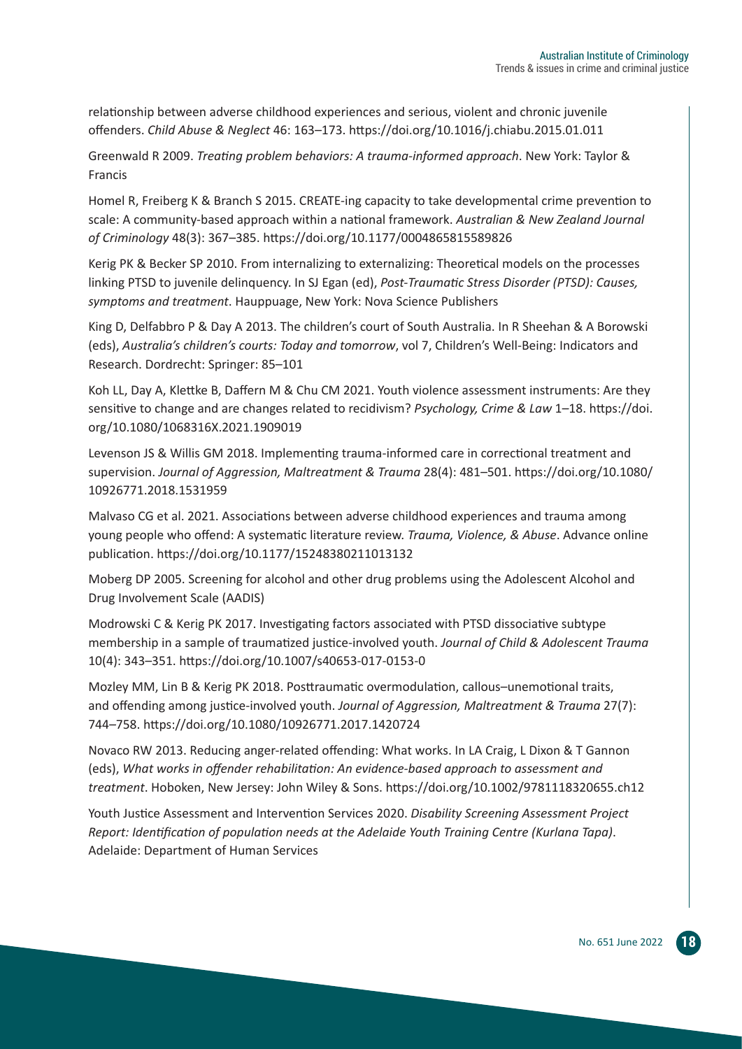relationship between adverse childhood experiences and serious, violent and chronic juvenile offenders. *Child Abuse & Neglect* 46: 163–173. https://doi.org/10.1016/j.chiabu.2015.01.011

Greenwald R 2009. *Treating problem behaviors: A trauma-informed approach*. New York: Taylor & Francis

Homel R, Freiberg K & Branch S 2015. CREATE-ing capacity to take developmental crime prevention to scale: A community-based approach within a national framework. *Australian & New Zealand Journal of Criminology* 48(3): 367–385. https://doi.org/10.1177/0004865815589826

Kerig PK & Becker SP 2010. From internalizing to externalizing: Theoretical models on the processes linking PTSD to juvenile delinquency. In SJ Egan (ed), *Post-Traumatic Stress Disorder (PTSD): Causes, symptoms and treatment*. Hauppuage, New York: Nova Science Publishers

King D, Delfabbro P & Day A 2013. The children's court of South Australia. In R Sheehan & A Borowski (eds), *Australia's children's courts: Today and tomorrow*, vol 7, Children's Well-Being: Indicators and Research. Dordrecht: Springer: 85–101

Koh LL, Day A, Klettke B, Daffern M & Chu CM 2021. Youth violence assessment instruments: Are they sensitive to change and are changes related to recidivism? *Psychology, Crime & Law* 1–18. https://doi.org/10.1080/1068316X.2021.1909019

Levenson JS & Willis GM 2018. Implementing trauma-informed care in correctional treatment and supervision. *Journal of Aggression, Maltreatment & Trauma* 28(4): 481–501. https://doi.org/10.1080/10926771.2018.1531959

Malvaso CG et al. 2021. Associations between adverse childhood experiences and trauma among young people who offend: A systematic literature review. *Trauma, Violence, & Abuse*. Advance online publication. https://doi.org/10.1177/15248380211013132

Moberg DP 2005. Screening for alcohol and other drug problems using the Adolescent Alcohol and Drug Involvement Scale (AADIS)

Modrowski C & Kerig PK 2017. Investigating factors associated with PTSD dissociative subtype membership in a sample of traumatized justice-involved youth. *Journal of Child & Adolescent Trauma* 10(4): 343–351. https://doi.org/10.1007/s40653-017-0153-0

Mozley MM, Lin B & Kerig PK 2018. Posttraumatic overmodulation, callous–unemotional traits, and offending among justice-involved youth. *Journal of Aggression, Maltreatment & Trauma* 27(7): 744–758. https://doi.org/10.1080/10926771.2017.1420724

Novaco RW 2013. Reducing anger-related offending: What works. In LA Craig, L Dixon & T Gannon (eds), *What works in offender rehabilitation: An evidence-based approach to assessment and treatment*. Hoboken, New Jersey: John Wiley & Sons. https://doi.org/10.1002/9781118320655.ch12

Youth Justice Assessment and Intervention Services 2020. *Disability Screening Assessment Project Report: Identification of population needs at the Adelaide Youth Training Centre (Kurlana Tapa)*. Adelaide: Department of Human Services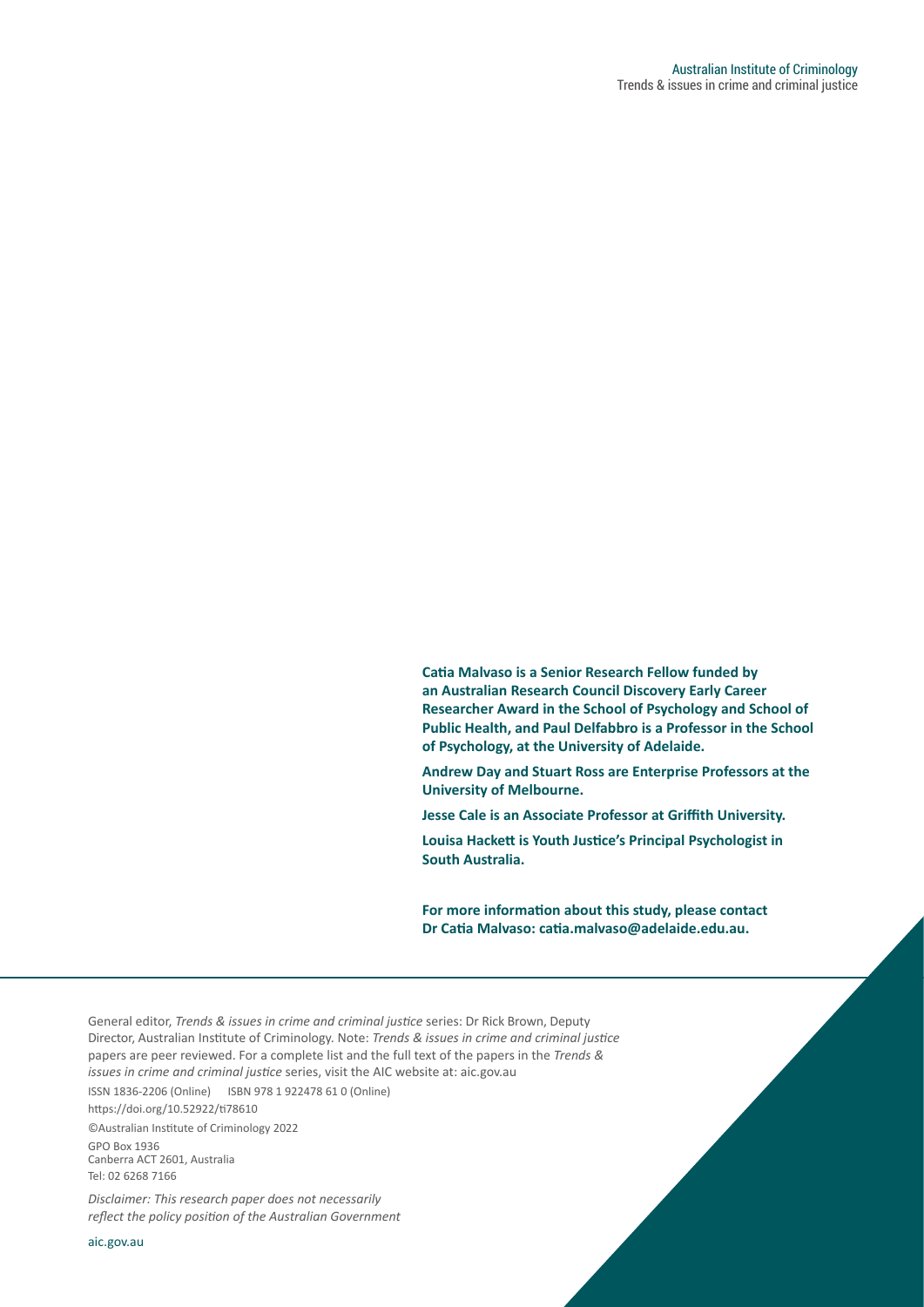**Catia Malvaso is a Senior Research Fellow funded by an Australian Research Council Discovery Early Career Researcher Award in the School of Psychology and School of Public Health, and Paul Delfabbro is a Professor in the School of Psychology, at the University of Adelaide.**

**Andrew Day and Stuart Ross are Enterprise Professors at the University of Melbourne.**

**Jesse Cale is an Associate Professor at Griffith University.**

**Louisa Hackett is Youth Justice's Principal Psychologist in South Australia.**

**For more information about this study, please contact Dr Catia Malvaso: catia.malvaso@adelaide.edu.au.**

General editor, *Trends & issues in crime and criminal justice* series: Dr Rick Brown, Deputy Director, Australian Institute of Criminology. Note: *Trends & issues in crime and criminal justice* papers are peer reviewed. For a complete list and the full text of the papers in the *Trends & issues in crime and criminal justice* series, visit the AIC website at: aic.gov.au

ISSN 1836-2206 (Online) ISBN 978 1 922478 61 0 (Online)

https://doi.org/10.52922/ti78610

©Australian Institute of Criminology 2022

GPO Box 1936
Canberra ACT 2601, Australia
Tel: 02 6268 7166

*Disclaimer: This research paper does not necessarily reflect the policy position of the Australian Government*

aic.gov.au